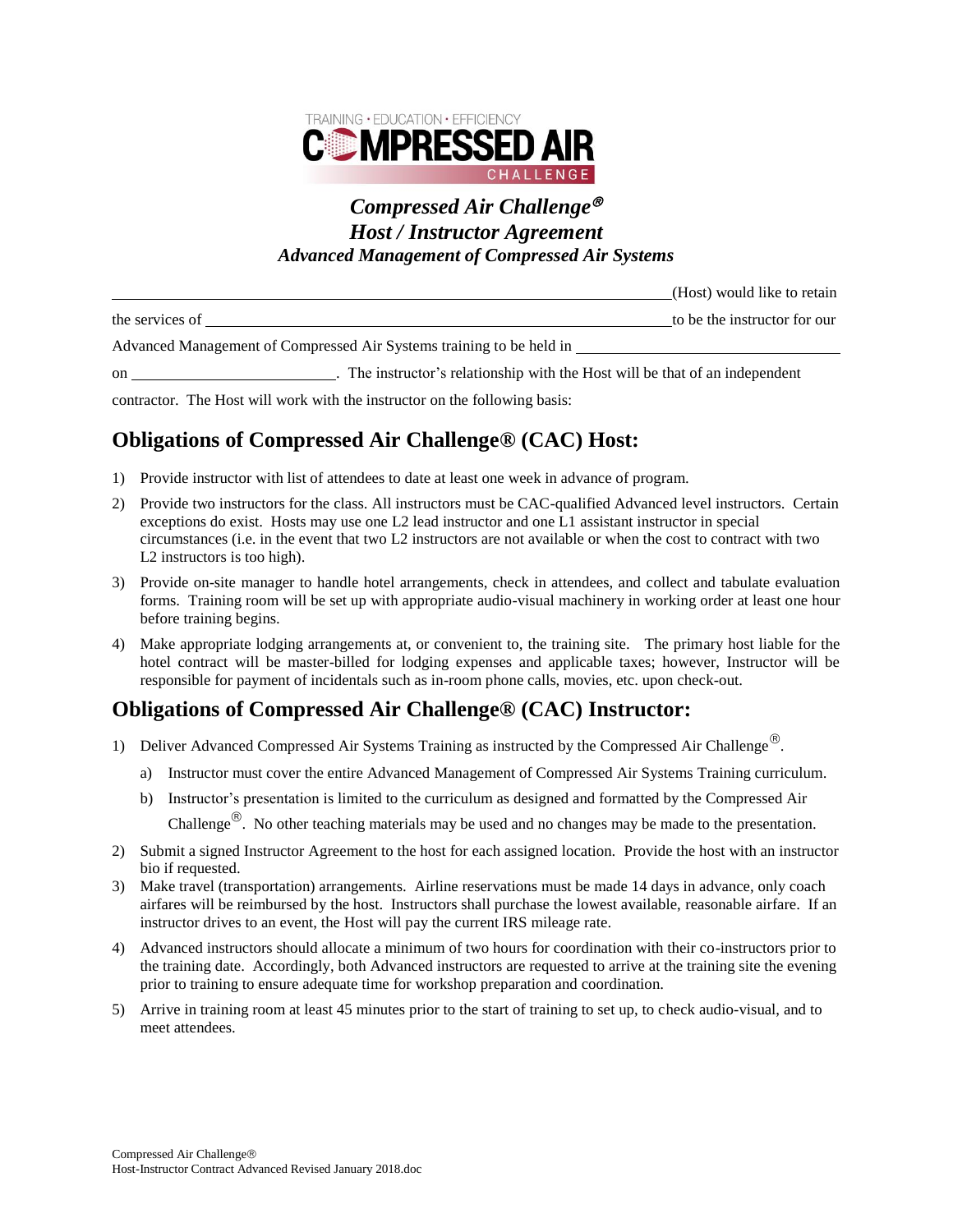TRAINING • EDUCATION • EFFICIENCY
COMPRESSED AIR
CHALLENGE

# *Compressed Air Challenge®*
# *Host / Instructor Agreement*
### *Advanced Management of Compressed Air Systems*

\_\_\_\_\_\_\_\_\_\_\_\_\_\_\_\_\_\_\_\_\_\_\_\_\_\_\_\_\_\_\_\_\_\_\_\_\_\_\_\_\_\_\_\_\_\_\_\_\_\_\_\_\_\_\_\_\_\_(Host) would like to retain the services of \_\_\_\_\_\_\_\_\_\_\_\_\_\_\_\_\_\_\_\_\_\_\_\_\_\_\_\_\_\_\_\_\_\_\_\_\_\_\_\_\_\_\_\_\_\_\_\_\_\_\_to be the instructor for our Advanced Management of Compressed Air Systems training to be held in \_\_\_\_\_\_\_\_\_\_\_\_\_\_\_\_\_\_\_\_\_\_\_\_\_\_ on \_\_\_\_\_\_\_\_\_\_\_\_\_\_\_\_\_\_\_\_\_\_. The instructor's relationship with the Host will be that of an independent contractor. The Host will work with the instructor on the following basis:

## Obligations of Compressed Air Challenge® (CAC) Host:

1) Provide instructor with list of attendees to date at least one week in advance of program.
2) Provide two instructors for the class. All instructors must be CAC-qualified Advanced level instructors. Certain exceptions do exist. Hosts may use one L2 lead instructor and one L1 assistant instructor in special circumstances (i.e. in the event that two L2 instructors are not available or when the cost to contract with two L2 instructors is too high).
3) Provide on-site manager to handle hotel arrangements, check in attendees, and collect and tabulate evaluation forms. Training room will be set up with appropriate audio-visual machinery in working order at least one hour before training begins.
4) Make appropriate lodging arrangements at, or convenient to, the training site. The primary host liable for the hotel contract will be master-billed for lodging expenses and applicable taxes; however, Instructor will be responsible for payment of incidentals such as in-room phone calls, movies, etc. upon check-out.

## Obligations of Compressed Air Challenge® (CAC) Instructor:

1) Deliver Advanced Compressed Air Systems Training as instructed by the Compressed Air Challenge®.
   a) Instructor must cover the entire Advanced Management of Compressed Air Systems Training curriculum.
   b) Instructor's presentation is limited to the curriculum as designed and formatted by the Compressed Air Challenge®. No other teaching materials may be used and no changes may be made to the presentation.
2) Submit a signed Instructor Agreement to the host for each assigned location. Provide the host with an instructor bio if requested.
3) Make travel (transportation) arrangements. Airline reservations must be made 14 days in advance, only coach airfares will be reimbursed by the host. Instructors shall purchase the lowest available, reasonable airfare. If an instructor drives to an event, the Host will pay the current IRS mileage rate.
4) Advanced instructors should allocate a minimum of two hours for coordination with their co-instructors prior to the training date. Accordingly, both Advanced instructors are requested to arrive at the training site the evening prior to training to ensure adequate time for workshop preparation and coordination.
5) Arrive in training room at least 45 minutes prior to the start of training to set up, to check audio-visual, and to meet attendees.

Compressed Air Challenge®
Host-Instructor Contract Advanced Revised January 2018.doc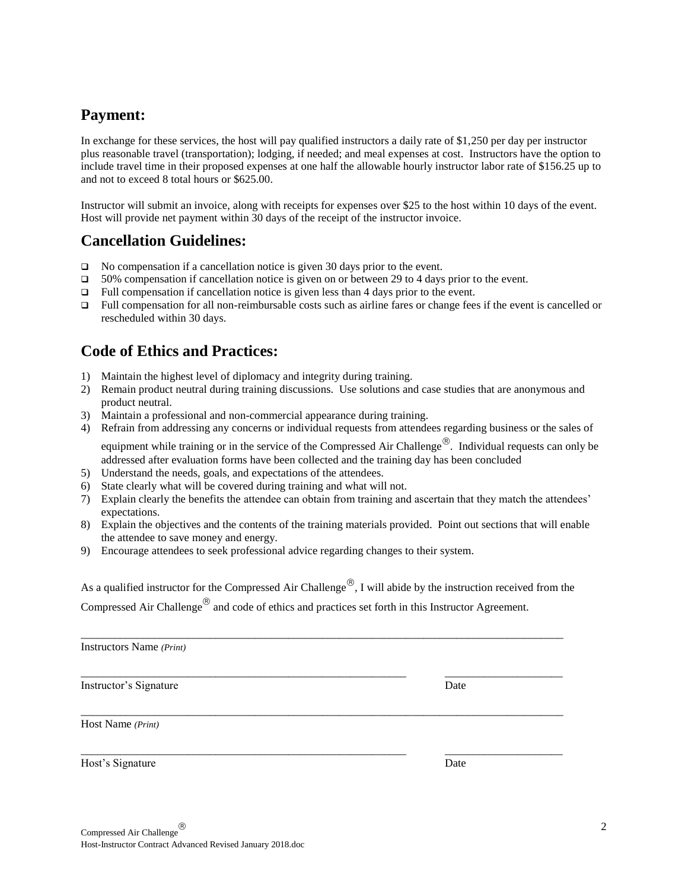## Payment:

In exchange for these services, the host will pay qualified instructors a daily rate of $1,250 per day per instructor plus reasonable travel (transportation); lodging, if needed; and meal expenses at cost. Instructors have the option to include travel time in their proposed expenses at one half the allowable hourly instructor labor rate of $156.25 up to and not to exceed 8 total hours or $625.00.

Instructor will submit an invoice, along with receipts for expenses over $25 to the host within 10 days of the event. Host will provide net payment within 30 days of the receipt of the instructor invoice.

## Cancellation Guidelines:

- No compensation if a cancellation notice is given 30 days prior to the event.
- 50% compensation if cancellation notice is given on or between 29 to 4 days prior to the event.
- Full compensation if cancellation notice is given less than 4 days prior to the event.
- Full compensation for all non-reimbursable costs such as airline fares or change fees if the event is cancelled or rescheduled within 30 days.

## Code of Ethics and Practices:

1) Maintain the highest level of diplomacy and integrity during training.
2) Remain product neutral during training discussions. Use solutions and case studies that are anonymous and product neutral.
3) Maintain a professional and non-commercial appearance during training.
4) Refrain from addressing any concerns or individual requests from attendees regarding business or the sales of equipment while training or in the service of the Compressed Air Challenge®. Individual requests can only be addressed after evaluation forms have been collected and the training day has been concluded
5) Understand the needs, goals, and expectations of the attendees.
6) State clearly what will be covered during training and what will not.
7) Explain clearly the benefits the attendee can obtain from training and ascertain that they match the attendees' expectations.
8) Explain the objectives and the contents of the training materials provided. Point out sections that will enable the attendee to save money and energy.
9) Encourage attendees to seek professional advice regarding changes to their system.

As a qualified instructor for the Compressed Air Challenge®, I will abide by the instruction received from the Compressed Air Challenge® and code of ethics and practices set forth in this Instructor Agreement.

\_\_\_\_\_\_\_\_\_\_\_\_\_\_\_\_\_\_\_\_\_\_\_\_\_\_\_\_\_\_\_\_\_\_\_\_\_\_\_\_\_\_\_\_\_\_\_\_\_\_\_\_\_\_\_\_\_\_\_\_

Instructors Name *(Print)*

\_\_\_\_\_\_\_\_\_\_\_\_\_\_\_\_\_\_\_\_\_\_\_\_\_\_\_\_\_\_\_\_\_\_\_\_\_\_\_\_\_\_\_\_ \_\_\_\_\_\_\_\_\_\_\_\_\_\_\_\_\_\_

Instructor's Signature Date

\_\_\_\_\_\_\_\_\_\_\_\_\_\_\_\_\_\_\_\_\_\_\_\_\_\_\_\_\_\_\_\_\_\_\_\_\_\_\_\_\_\_\_\_\_\_\_\_\_\_\_\_\_\_\_\_\_\_\_\_

Host Name *(Print)*

\_\_\_\_\_\_\_\_\_\_\_\_\_\_\_\_\_\_\_\_\_\_\_\_\_\_\_\_\_\_\_\_\_\_\_\_\_\_\_\_\_\_\_\_ \_\_\_\_\_\_\_\_\_\_\_\_\_\_\_\_\_\_

Host's Signature Date